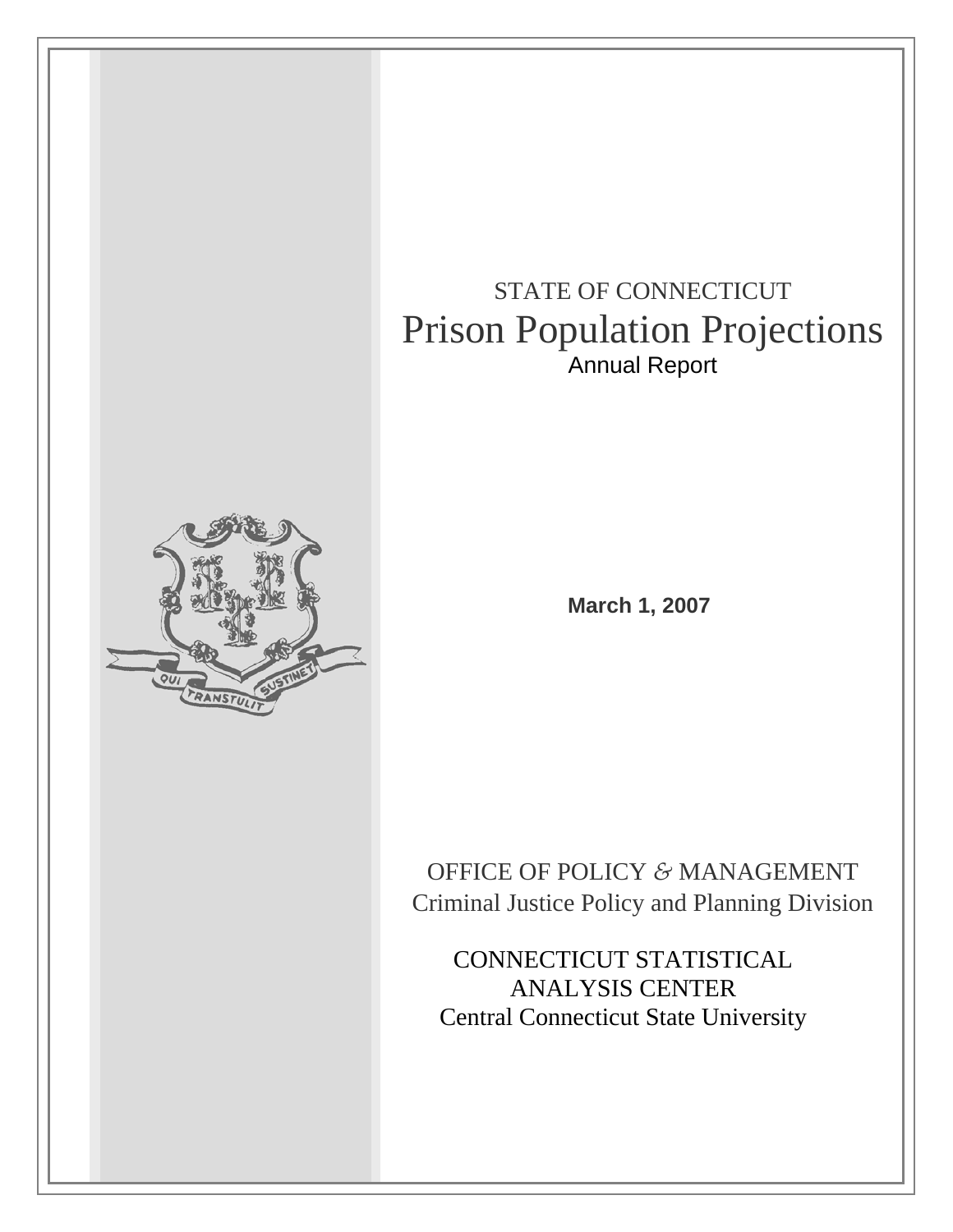STATE OF CONNECTICUT

# Prison Population Projections

Annual Report

**March 1, 2007**

OFFICE OF POLICY & MANAGEMENT
Criminal Justice Policy and Planning Division

CONNECTICUT STATISTICAL
ANALYSIS CENTER
Central Connecticut State University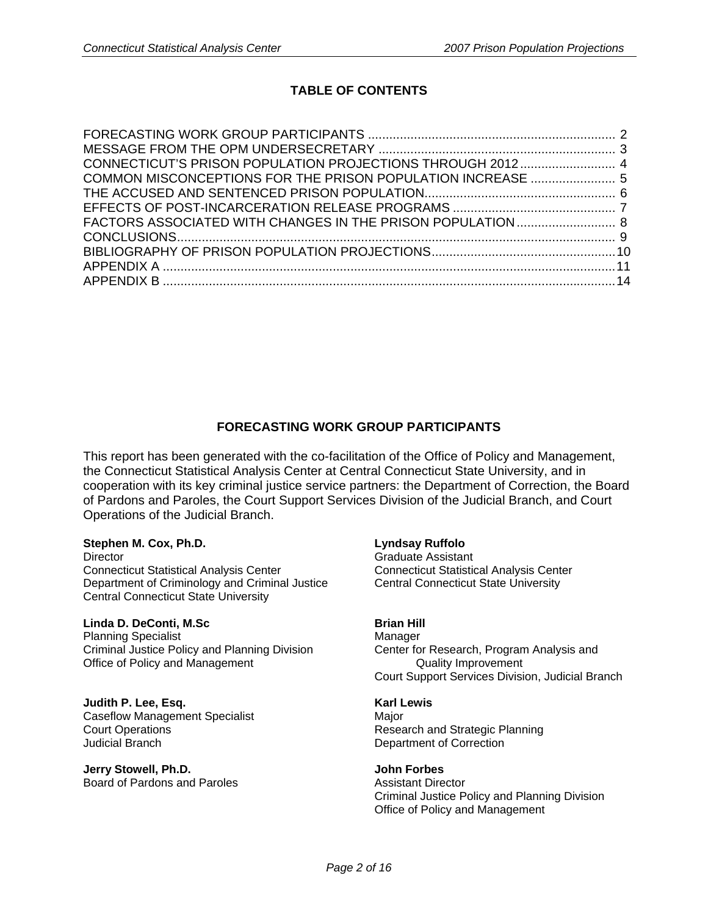## TABLE OF CONTENTS

FORECASTING WORK GROUP PARTICIPANTS ..... 2
MESSAGE FROM THE OPM UNDERSECRETARY ..... 3
CONNECTICUT'S PRISON POPULATION PROJECTIONS THROUGH 2012 ..... 4
COMMON MISCONCEPTIONS FOR THE PRISON POPULATION INCREASE ..... 5
THE ACCUSED AND SENTENCED PRISON POPULATION ..... 6
EFFECTS OF POST-INCARCERATION RELEASE PROGRAMS ..... 7
FACTORS ASSOCIATED WITH CHANGES IN THE PRISON POPULATION ..... 8
CONCLUSIONS ..... 9
BIBLIOGRAPHY OF PRISON POPULATION PROJECTIONS ..... 10
APPENDIX A ..... 11
APPENDIX B ..... 14

## FORECASTING WORK GROUP PARTICIPANTS

This report has been generated with the co-facilitation of the Office of Policy and Management, the Connecticut Statistical Analysis Center at Central Connecticut State University, and in cooperation with its key criminal justice service partners: the Department of Correction, the Board of Pardons and Paroles, the Court Support Services Division of the Judicial Branch, and Court Operations of the Judicial Branch.

**Stephen M. Cox, Ph.D.**
Director
Connecticut Statistical Analysis Center
Department of Criminology and Criminal Justice
Central Connecticut State University

**Linda D. DeConti, M.Sc**
Planning Specialist
Criminal Justice Policy and Planning Division
Office of Policy and Management

**Judith P. Lee, Esq.**
Caseflow Management Specialist
Court Operations
Judicial Branch

**Jerry Stowell, Ph.D.**
Board of Pardons and Paroles

**Lyndsay Ruffolo**
Graduate Assistant
Connecticut Statistical Analysis Center
Central Connecticut State University

**Brian Hill**
Manager
Center for Research, Program Analysis and Quality Improvement
Court Support Services Division, Judicial Branch

**Karl Lewis**
Major
Research and Strategic Planning
Department of Correction

**John Forbes**
Assistant Director
Criminal Justice Policy and Planning Division
Office of Policy and Management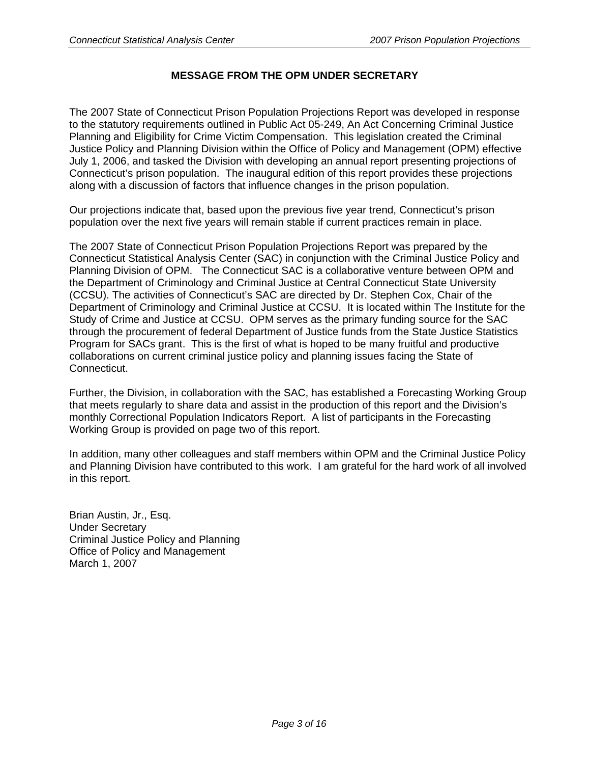## MESSAGE FROM THE OPM UNDER SECRETARY

The 2007 State of Connecticut Prison Population Projections Report was developed in response to the statutory requirements outlined in Public Act 05-249, An Act Concerning Criminal Justice Planning and Eligibility for Crime Victim Compensation. This legislation created the Criminal Justice Policy and Planning Division within the Office of Policy and Management (OPM) effective July 1, 2006, and tasked the Division with developing an annual report presenting projections of Connecticut's prison population. The inaugural edition of this report provides these projections along with a discussion of factors that influence changes in the prison population.

Our projections indicate that, based upon the previous five year trend, Connecticut's prison population over the next five years will remain stable if current practices remain in place.

The 2007 State of Connecticut Prison Population Projections Report was prepared by the Connecticut Statistical Analysis Center (SAC) in conjunction with the Criminal Justice Policy and Planning Division of OPM. The Connecticut SAC is a collaborative venture between OPM and the Department of Criminology and Criminal Justice at Central Connecticut State University (CCSU). The activities of Connecticut's SAC are directed by Dr. Stephen Cox, Chair of the Department of Criminology and Criminal Justice at CCSU. It is located within The Institute for the Study of Crime and Justice at CCSU. OPM serves as the primary funding source for the SAC through the procurement of federal Department of Justice funds from the State Justice Statistics Program for SACs grant. This is the first of what is hoped to be many fruitful and productive collaborations on current criminal justice policy and planning issues facing the State of Connecticut.

Further, the Division, in collaboration with the SAC, has established a Forecasting Working Group that meets regularly to share data and assist in the production of this report and the Division's monthly Correctional Population Indicators Report. A list of participants in the Forecasting Working Group is provided on page two of this report.

In addition, many other colleagues and staff members within OPM and the Criminal Justice Policy and Planning Division have contributed to this work. I am grateful for the hard work of all involved in this report.

Brian Austin, Jr., Esq.
Under Secretary
Criminal Justice Policy and Planning
Office of Policy and Management
March 1, 2007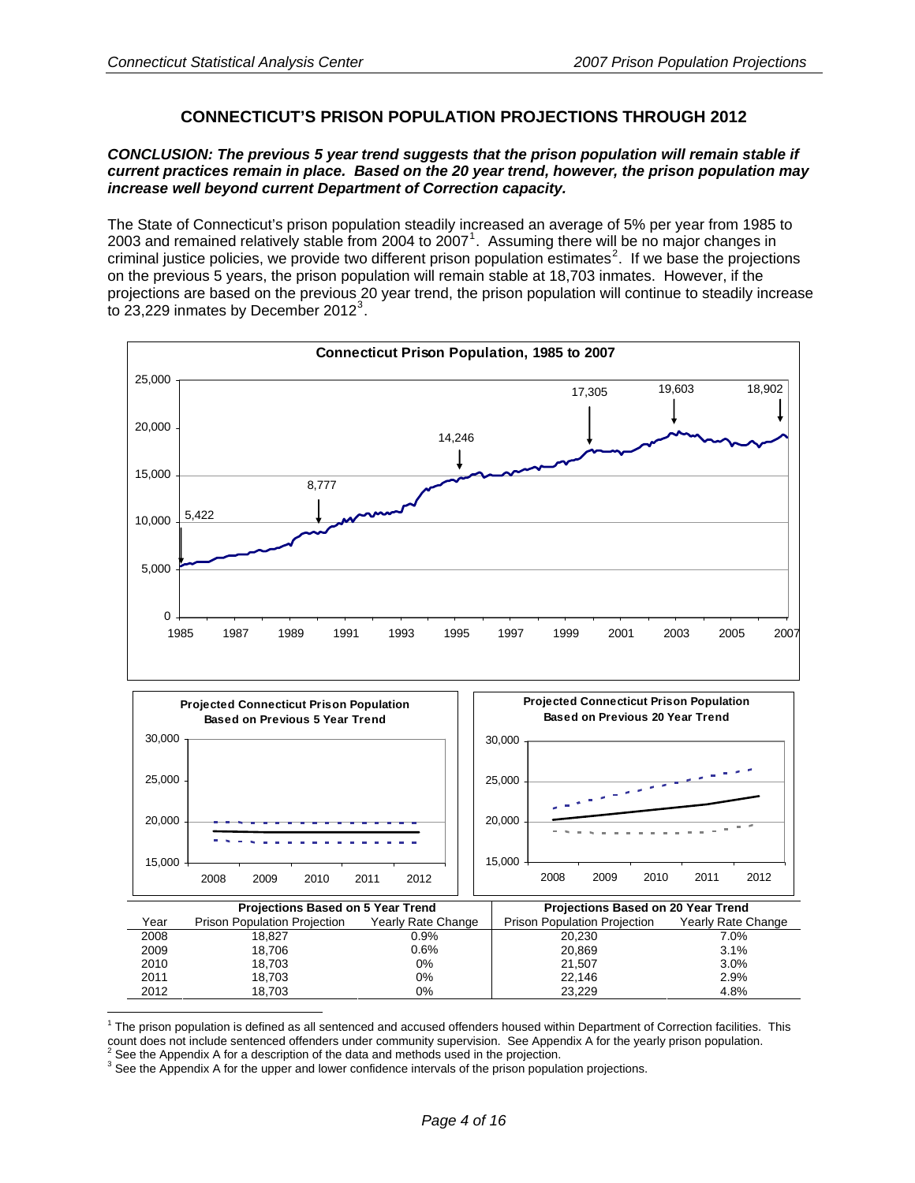## CONNECTICUT'S PRISON POPULATION PROJECTIONS THROUGH 2012

***CONCLUSION: The previous 5 year trend suggests that the prison population will remain stable if current practices remain in place. Based on the 20 year trend, however, the prison population may increase well beyond current Department of Correction capacity.***

The State of Connecticut's prison population steadily increased an average of 5% per year from 1985 to 2003 and remained relatively stable from 2004 to 2007[1]. Assuming there will be no major changes in criminal justice policies, we provide two different prison population estimates[2]. If we base the projections on the previous 5 years, the prison population will remain stable at 18,703 inmates. However, if the projections are based on the previous 20 year trend, the prison population will continue to steadily increase to 23,229 inmates by December 2012[3].

| | Projections Based on 5 Year Trend | | Projections Based on 20 Year Trend | |
|---|---|---|---|---|
| Year | Prison Population Projection | Yearly Rate Change | Prison Population Projection | Yearly Rate Change |
| 2008 | 18,827 | 0.9% | 20,230 | 7.0% |
| 2009 | 18,706 | 0.6% | 20,869 | 3.1% |
| 2010 | 18,703 | 0% | 21,507 | 3.0% |
| 2011 | 18,703 | 0% | 22,146 | 2.9% |
| 2012 | 18,703 | 0% | 23,229 | 4.8% |

[1] The prison population is defined as all sentenced and accused offenders housed within Department of Correction facilities. This count does not include sentenced offenders under community supervision. See Appendix A for the yearly prison population.

[2] See the Appendix A for a description of the data and methods used in the projection.

[3] See the Appendix A for the upper and lower confidence intervals of the prison population projections.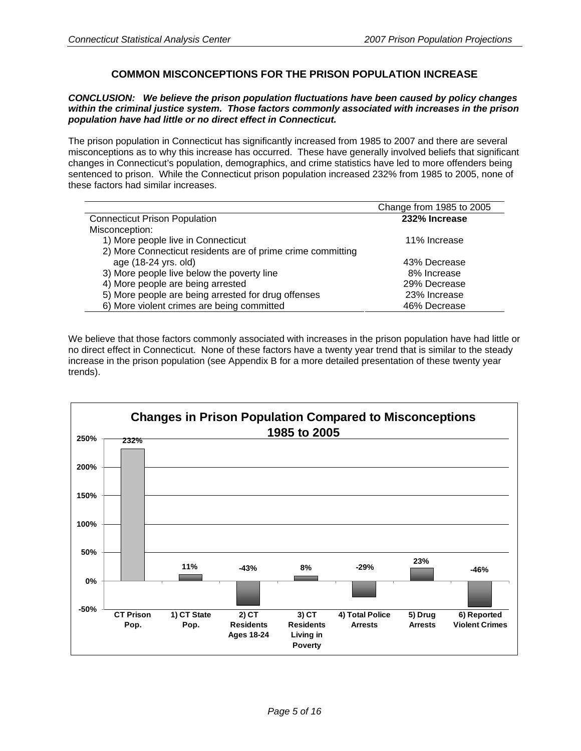## COMMON MISCONCEPTIONS FOR THE PRISON POPULATION INCREASE

***CONCLUSION: We believe the prison population fluctuations have been caused by policy changes within the criminal justice system. Those factors commonly associated with increases in the prison population have had little or no direct effect in Connecticut.***

The prison population in Connecticut has significantly increased from 1985 to 2007 and there are several misconceptions as to why this increase has occurred. These have generally involved beliefs that significant changes in Connecticut's population, demographics, and crime statistics have led to more offenders being sentenced to prison. While the Connecticut prison population increased 232% from 1985 to 2005, none of these factors had similar increases.

| | Change from 1985 to 2005 |
|---|---|
| Connecticut Prison Population | **232% Increase** |
| Misconception: | |
| 1) More people live in Connecticut | 11% Increase |
| 2) More Connecticut residents are of prime crime committing age (18-24 yrs. old) | 43% Decrease |
| 3) More people live below the poverty line | 8% Increase |
| 4) More people are being arrested | 29% Decrease |
| 5) More people are being arrested for drug offenses | 23% Increase |
| 6) More violent crimes are being committed | 46% Decrease |

We believe that those factors commonly associated with increases in the prison population have had little or no direct effect in Connecticut. None of these factors have a twenty year trend that is similar to the steady increase in the prison population (see Appendix B for a more detailed presentation of these twenty year trends).

**Changes in Prison Population Compared to Misconceptions 1985 to 2005**

| | CT Prison Pop. | 1) CT State Pop. | 2) CT Residents Ages 18-24 | 3) CT Residents Living in Poverty | 4) Total Police Arrests | 5) Drug Arrests | 6) Reported Violent Crimes |
|---|---|---|---|---|---|---|---|
| Change | 232% | 11% | -43% | 8% | -29% | 23% | -46% |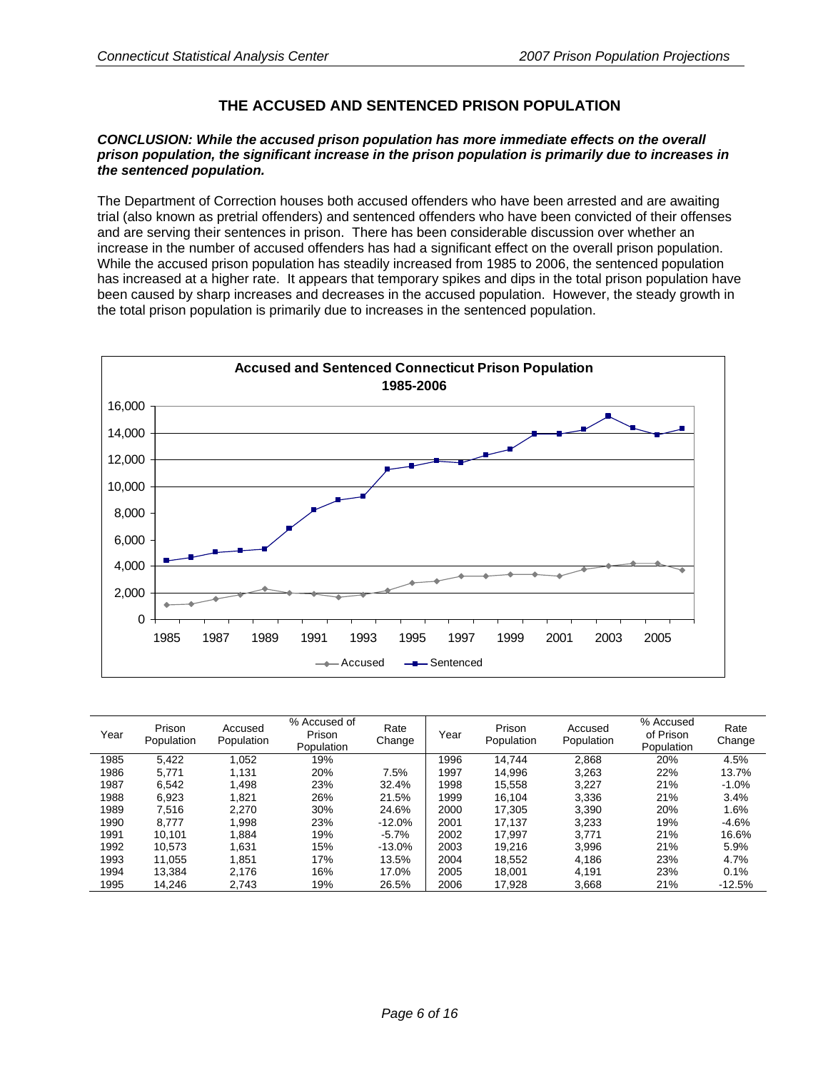## THE ACCUSED AND SENTENCED PRISON POPULATION

***CONCLUSION: While the accused prison population has more immediate effects on the overall prison population, the significant increase in the prison population is primarily due to increases in the sentenced population.***

The Department of Correction houses both accused offenders who have been arrested and are awaiting trial (also known as pretrial offenders) and sentenced offenders who have been convicted of their offenses and are serving their sentences in prison. There has been considerable discussion over whether an increase in the number of accused offenders has had a significant effect on the overall prison population. While the accused prison population has steadily increased from 1985 to 2006, the sentenced population has increased at a higher rate. It appears that temporary spikes and dips in the total prison population have been caused by sharp increases and decreases in the accused population. However, the steady growth in the total prison population is primarily due to increases in the sentenced population.

**Accused and Sentenced Connecticut Prison Population 1985-2006**

| Year | Prison Population | Accused Population | % Accused of Prison Population | Rate Change | Year | Prison Population | Accused Population | % Accused of Prison Population | Rate Change |
|---|---|---|---|---|---|---|---|---|---|
| 1985 | 5,422 | 1,052 | 19% | | 1996 | 14,744 | 2,868 | 20% | 4.5% |
| 1986 | 5,771 | 1,131 | 20% | 7.5% | 1997 | 14,996 | 3,263 | 22% | 13.7% |
| 1987 | 6,542 | 1,498 | 23% | 32.4% | 1998 | 15,558 | 3,227 | 21% | -1.0% |
| 1988 | 6,923 | 1,821 | 26% | 21.5% | 1999 | 16,104 | 3,336 | 21% | 3.4% |
| 1989 | 7,516 | 2,270 | 30% | 24.6% | 2000 | 17,305 | 3,390 | 20% | 1.6% |
| 1990 | 8,777 | 1,998 | 23% | -12.0% | 2001 | 17,137 | 3,233 | 19% | -4.6% |
| 1991 | 10,101 | 1,884 | 19% | -5.7% | 2002 | 17,997 | 3,771 | 21% | 16.6% |
| 1992 | 10,573 | 1,631 | 15% | -13.0% | 2003 | 19,216 | 3,996 | 21% | 5.9% |
| 1993 | 11,055 | 1,851 | 17% | 13.5% | 2004 | 18,552 | 4,186 | 23% | 4.7% |
| 1994 | 13,384 | 2,176 | 16% | 17.0% | 2005 | 18,001 | 4,191 | 23% | 0.1% |
| 1995 | 14,246 | 2,743 | 19% | 26.5% | 2006 | 17,928 | 3,668 | 21% | -12.5% |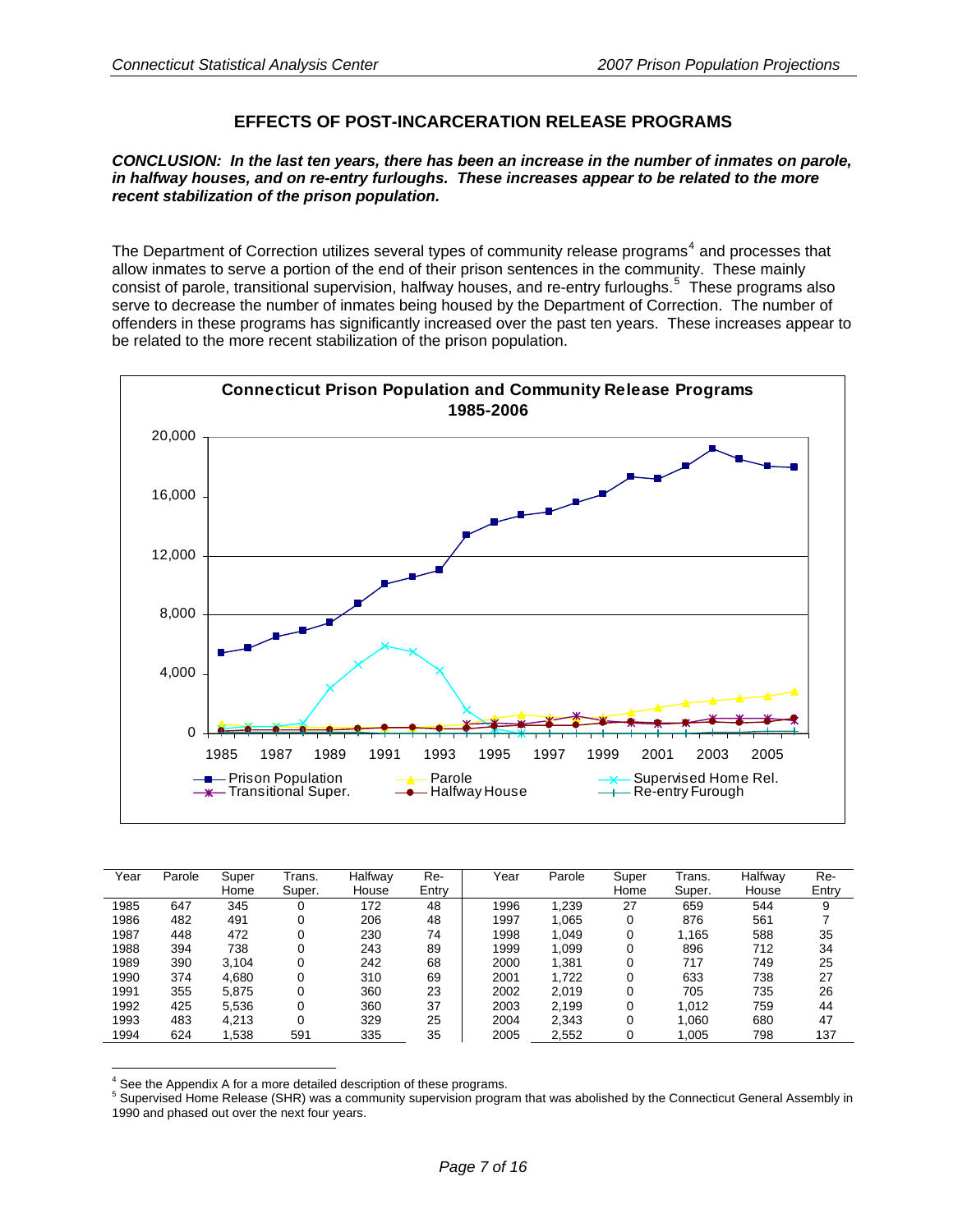## EFFECTS OF POST-INCARCERATION RELEASE PROGRAMS

***CONCLUSION: In the last ten years, there has been an increase in the number of inmates on parole, in halfway houses, and on re-entry furloughs. These increases appear to be related to the more recent stabilization of the prison population.***

The Department of Correction utilizes several types of community release programs[4] and processes that allow inmates to serve a portion of the end of their prison sentences in the community. These mainly consist of parole, transitional supervision, halfway houses, and re-entry furloughs.[5] These programs also serve to decrease the number of inmates being housed by the Department of Correction. The number of offenders in these programs has significantly increased over the past ten years. These increases appear to be related to the more recent stabilization of the prison population.

**Connecticut Prison Population and Community Release Programs 1985-2006**

| Year | Parole | Super Home | Trans. Super. | Halfway House | Re-Entry | Year | Parole | Super Home | Trans. Super. | Halfway House | Re-Entry |
|---|---|---|---|---|---|---|---|---|---|---|---|
| 1985 | 647 | 345 | 0 | 172 | 48 | 1996 | 1,239 | 27 | 659 | 544 | 9 |
| 1986 | 482 | 491 | 0 | 206 | 48 | 1997 | 1,065 | 0 | 876 | 561 | 7 |
| 1987 | 448 | 472 | 0 | 230 | 74 | 1998 | 1,049 | 0 | 1,165 | 588 | 35 |
| 1988 | 394 | 738 | 0 | 243 | 89 | 1999 | 1,099 | 0 | 896 | 712 | 34 |
| 1989 | 390 | 3,104 | 0 | 242 | 68 | 2000 | 1,381 | 0 | 717 | 749 | 25 |
| 1990 | 374 | 4,680 | 0 | 310 | 69 | 2001 | 1,722 | 0 | 633 | 738 | 27 |
| 1991 | 355 | 5,875 | 0 | 360 | 23 | 2002 | 2,019 | 0 | 705 | 735 | 26 |
| 1992 | 425 | 5,536 | 0 | 360 | 37 | 2003 | 2,199 | 0 | 1,012 | 759 | 44 |
| 1993 | 483 | 4,213 | 0 | 329 | 25 | 2004 | 2,343 | 0 | 1,060 | 680 | 47 |
| 1994 | 624 | 1,538 | 591 | 335 | 35 | 2005 | 2,552 | 0 | 1,005 | 798 | 137 |

[4] See the Appendix A for a more detailed description of these programs.

[5] Supervised Home Release (SHR) was a community supervision program that was abolished by the Connecticut General Assembly in 1990 and phased out over the next four years.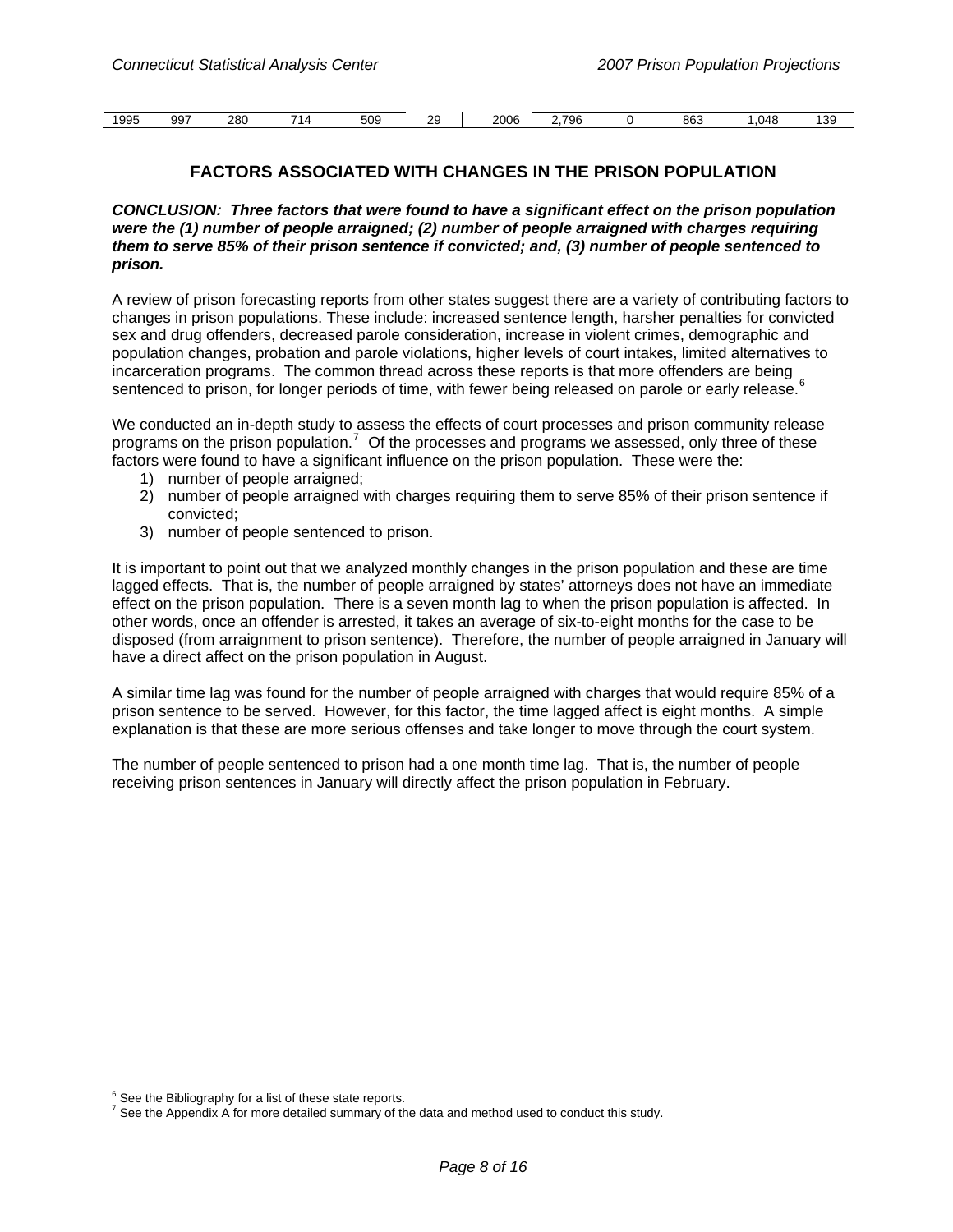| 1995 | 997 | 280 | 714 | 509 | 29 | 2006 | 2,796 | 0 | 863 | 1,048 | 139 |
|---|---|---|---|---|---|---|---|---|---|---|---|

## FACTORS ASSOCIATED WITH CHANGES IN THE PRISON POPULATION

***CONCLUSION: Three factors that were found to have a significant effect on the prison population were the (1) number of people arraigned; (2) number of people arraigned with charges requiring them to serve 85% of their prison sentence if convicted; and, (3) number of people sentenced to prison.***

A review of prison forecasting reports from other states suggest there are a variety of contributing factors to changes in prison populations. These include: increased sentence length, harsher penalties for convicted sex and drug offenders, decreased parole consideration, increase in violent crimes, demographic and population changes, probation and parole violations, higher levels of court intakes, limited alternatives to incarceration programs. The common thread across these reports is that more offenders are being sentenced to prison, for longer periods of time, with fewer being released on parole or early release.[6]

We conducted an in-depth study to assess the effects of court processes and prison community release programs on the prison population.[7] Of the processes and programs we assessed, only three of these factors were found to have a significant influence on the prison population. These were the:

1) number of people arraigned;
2) number of people arraigned with charges requiring them to serve 85% of their prison sentence if convicted;
3) number of people sentenced to prison.

It is important to point out that we analyzed monthly changes in the prison population and these are time lagged effects. That is, the number of people arraigned by states' attorneys does not have an immediate effect on the prison population. There is a seven month lag to when the prison population is affected. In other words, once an offender is arrested, it takes an average of six-to-eight months for the case to be disposed (from arraignment to prison sentence). Therefore, the number of people arraigned in January will have a direct affect on the prison population in August.

A similar time lag was found for the number of people arraigned with charges that would require 85% of a prison sentence to be served. However, for this factor, the time lagged affect is eight months. A simple explanation is that these are more serious offenses and take longer to move through the court system.

The number of people sentenced to prison had a one month time lag. That is, the number of people receiving prison sentences in January will directly affect the prison population in February.

[6] See the Bibliography for a list of these state reports.
[7] See the Appendix A for more detailed summary of the data and method used to conduct this study.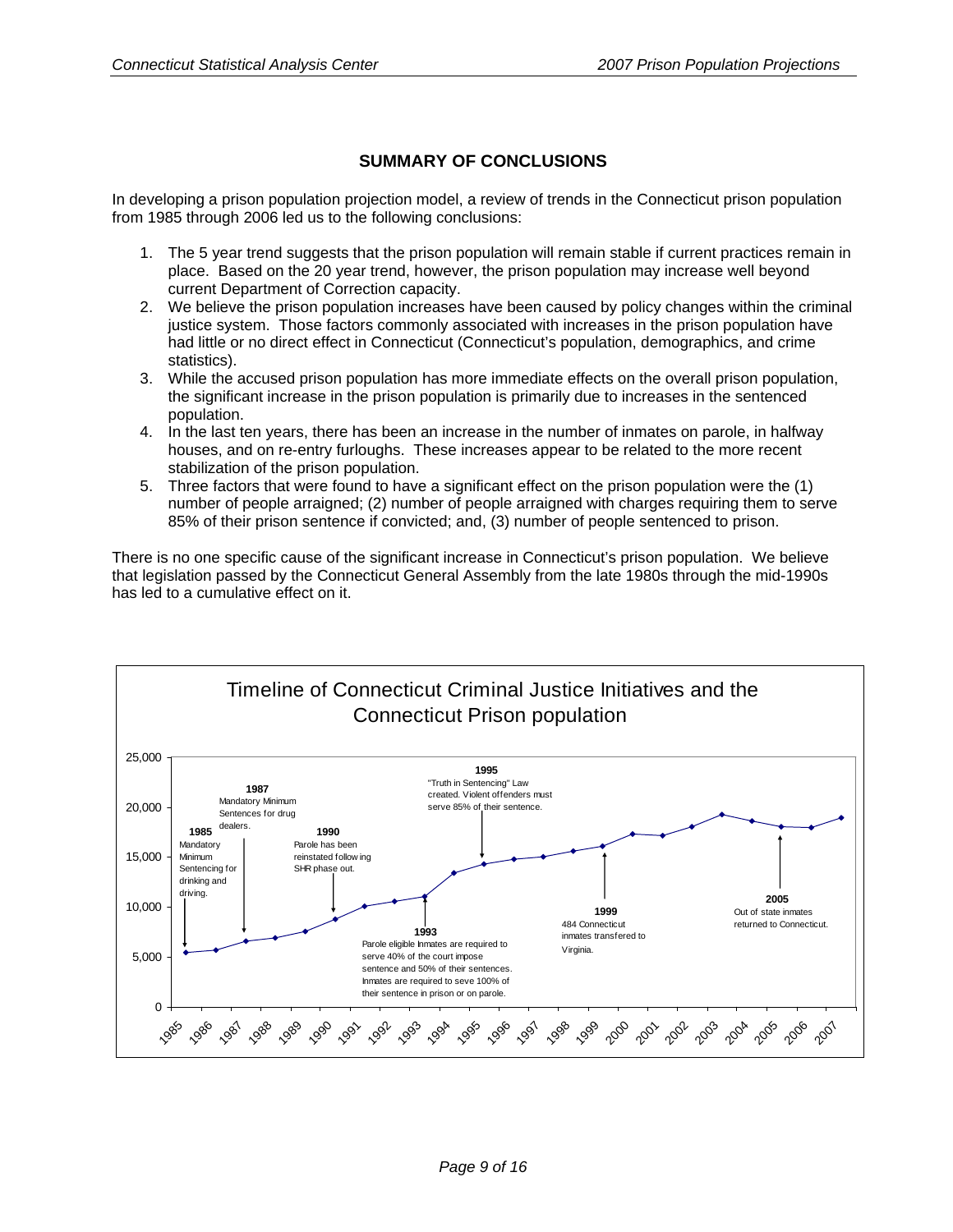## SUMMARY OF CONCLUSIONS

In developing a prison population projection model, a review of trends in the Connecticut prison population from 1985 through 2006 led us to the following conclusions:

1. The 5 year trend suggests that the prison population will remain stable if current practices remain in place. Based on the 20 year trend, however, the prison population may increase well beyond current Department of Correction capacity.
2. We believe the prison population increases have been caused by policy changes within the criminal justice system. Those factors commonly associated with increases in the prison population have had little or no direct effect in Connecticut (Connecticut's population, demographics, and crime statistics).
3. While the accused prison population has more immediate effects on the overall prison population, the significant increase in the prison population is primarily due to increases in the sentenced population.
4. In the last ten years, there has been an increase in the number of inmates on parole, in halfway houses, and on re-entry furloughs. These increases appear to be related to the more recent stabilization of the prison population.
5. Three factors that were found to have a significant effect on the prison population were the (1) number of people arraigned; (2) number of people arraigned with charges requiring them to serve 85% of their prison sentence if convicted; and, (3) number of people sentenced to prison.

There is no one specific cause of the significant increase in Connecticut's prison population. We believe that legislation passed by the Connecticut General Assembly from the late 1980s through the mid-1990s has led to a cumulative effect on it.

**Timeline of Connecticut Criminal Justice Initiatives and the Connecticut Prison population**

- **1985** Mandatory Minimum Sentencing for drinking and driving.
- **1987** Mandatory Minimum Sentences for drug dealers.
- **1990** Parole has been reinstated following SHR phase out.
- **1993** Parole eligible Inmates are required to serve 40% of the court impose sentence and 50% of their sentences. Inmates are required to seve 100% of their sentence in prison or on parole.
- **1995** "Truth in Sentencing" Law created. Violent offenders must serve 85% of their sentence.
- **1999** 484 Connecticut inmates transfered to Virginia.
- **2005** Out of state inmates returned to Connecticut.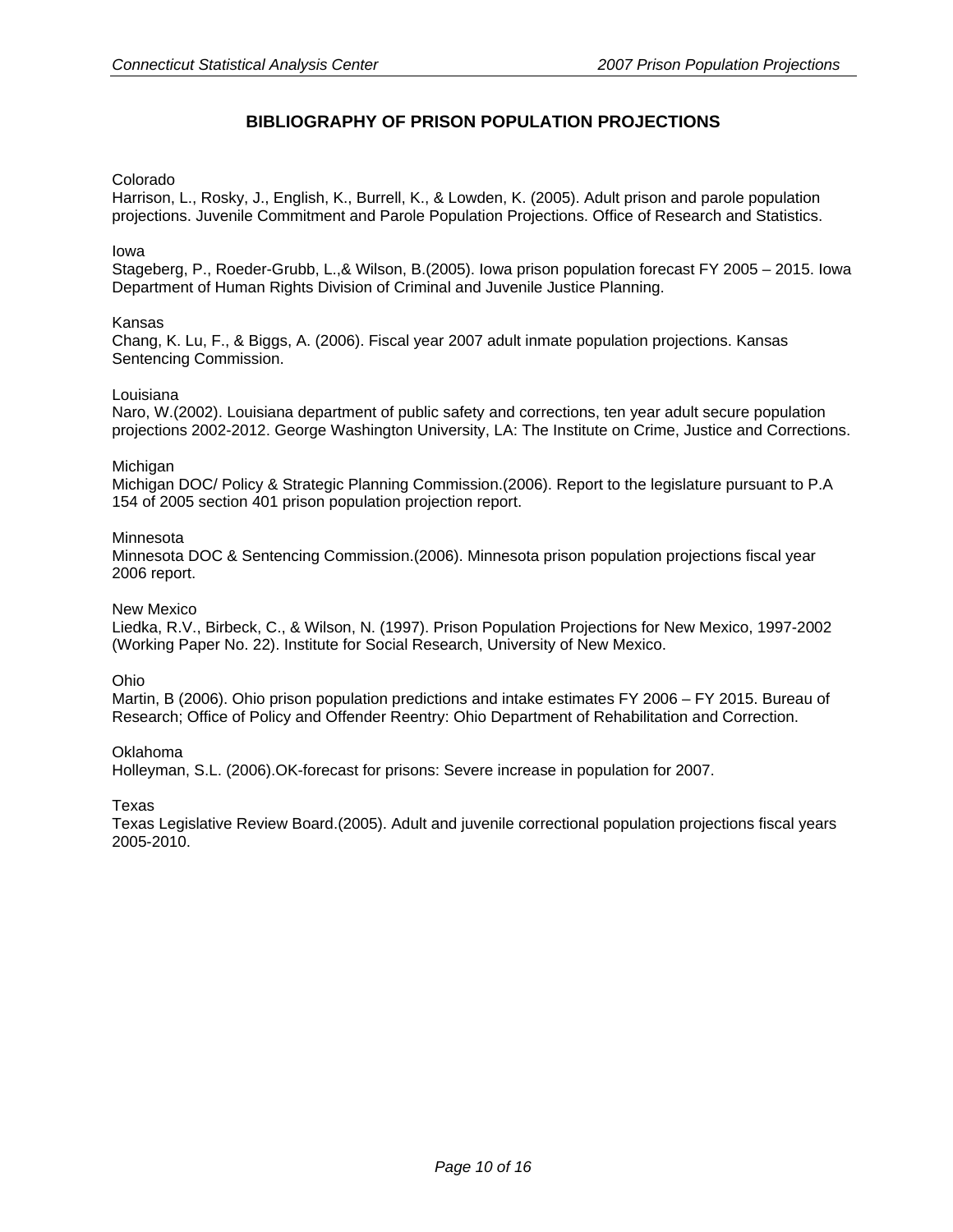## BIBLIOGRAPHY OF PRISON POPULATION PROJECTIONS

Colorado
Harrison, L., Rosky, J., English, K., Burrell, K., & Lowden, K. (2005). Adult prison and parole population projections. Juvenile Commitment and Parole Population Projections. Office of Research and Statistics.

Iowa
Stageberg, P., Roeder-Grubb, L.,& Wilson, B.(2005). Iowa prison population forecast FY 2005 – 2015. Iowa Department of Human Rights Division of Criminal and Juvenile Justice Planning.

Kansas
Chang, K. Lu, F., & Biggs, A. (2006). Fiscal year 2007 adult inmate population projections. Kansas Sentencing Commission.

Louisiana
Naro, W.(2002). Louisiana department of public safety and corrections, ten year adult secure population projections 2002-2012. George Washington University, LA: The Institute on Crime, Justice and Corrections.

Michigan
Michigan DOC/ Policy & Strategic Planning Commission.(2006). Report to the legislature pursuant to P.A 154 of 2005 section 401 prison population projection report.

Minnesota
Minnesota DOC & Sentencing Commission.(2006). Minnesota prison population projections fiscal year 2006 report.

New Mexico
Liedka, R.V., Birbeck, C., & Wilson, N. (1997). Prison Population Projections for New Mexico, 1997-2002 (Working Paper No. 22). Institute for Social Research, University of New Mexico.

Ohio
Martin, B (2006). Ohio prison population predictions and intake estimates FY 2006 – FY 2015. Bureau of Research; Office of Policy and Offender Reentry: Ohio Department of Rehabilitation and Correction.

Oklahoma
Holleyman, S.L. (2006).OK-forecast for prisons: Severe increase in population for 2007.

Texas
Texas Legislative Review Board.(2005). Adult and juvenile correctional population projections fiscal years 2005-2010.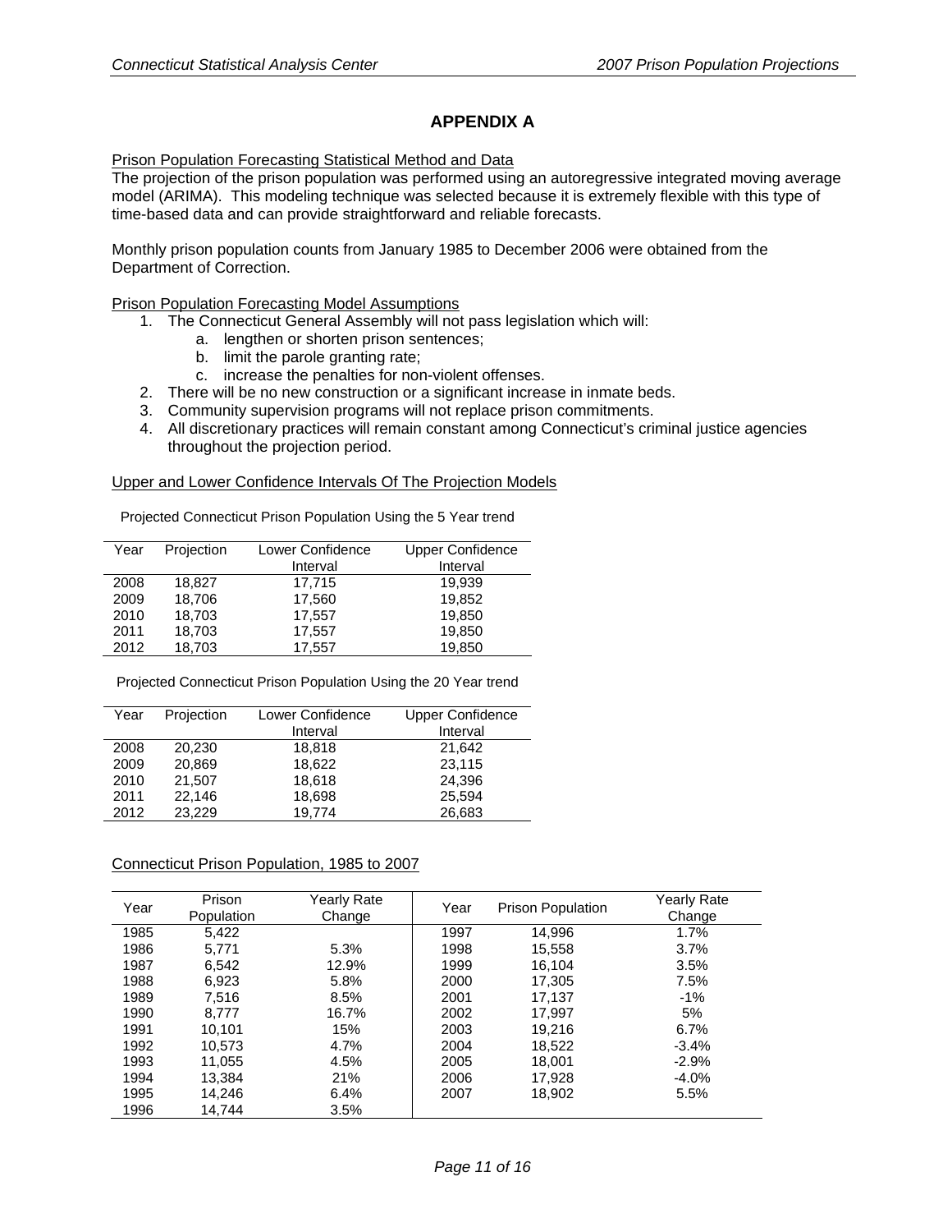# APPENDIX A

Prison Population Forecasting Statistical Method and Data

The projection of the prison population was performed using an autoregressive integrated moving average model (ARIMA). This modeling technique was selected because it is extremely flexible with this type of time-based data and can provide straightforward and reliable forecasts.

Monthly prison population counts from January 1985 to December 2006 were obtained from the Department of Correction.

Prison Population Forecasting Model Assumptions

1. The Connecticut General Assembly will not pass legislation which will:
   a. lengthen or shorten prison sentences;
   b. limit the parole granting rate;
   c. increase the penalties for non-violent offenses.
2. There will be no new construction or a significant increase in inmate beds.
3. Community supervision programs will not replace prison commitments.
4. All discretionary practices will remain constant among Connecticut's criminal justice agencies throughout the projection period.

Upper and Lower Confidence Intervals Of The Projection Models

Projected Connecticut Prison Population Using the 5 Year trend

| Year | Projection | Lower Confidence Interval | Upper Confidence Interval |
|---|---|---|---|
| 2008 | 18,827 | 17,715 | 19,939 |
| 2009 | 18,706 | 17,560 | 19,852 |
| 2010 | 18,703 | 17,557 | 19,850 |
| 2011 | 18,703 | 17,557 | 19,850 |
| 2012 | 18,703 | 17,557 | 19,850 |

Projected Connecticut Prison Population Using the 20 Year trend

| Year | Projection | Lower Confidence Interval | Upper Confidence Interval |
|---|---|---|---|
| 2008 | 20,230 | 18,818 | 21,642 |
| 2009 | 20,869 | 18,622 | 23,115 |
| 2010 | 21,507 | 18,618 | 24,396 |
| 2011 | 22,146 | 18,698 | 25,594 |
| 2012 | 23,229 | 19,774 | 26,683 |

Connecticut Prison Population, 1985 to 2007

| Year | Prison Population | Yearly Rate Change | Year | Prison Population | Yearly Rate Change |
|---|---|---|---|---|---|
| 1985 | 5,422 | | 1997 | 14,996 | 1.7% |
| 1986 | 5,771 | 5.3% | 1998 | 15,558 | 3.7% |
| 1987 | 6,542 | 12.9% | 1999 | 16,104 | 3.5% |
| 1988 | 6,923 | 5.8% | 2000 | 17,305 | 7.5% |
| 1989 | 7,516 | 8.5% | 2001 | 17,137 | -1% |
| 1990 | 8,777 | 16.7% | 2002 | 17,997 | 5% |
| 1991 | 10,101 | 15% | 2003 | 19,216 | 6.7% |
| 1992 | 10,573 | 4.7% | 2004 | 18,522 | -3.4% |
| 1993 | 11,055 | 4.5% | 2005 | 18,001 | -2.9% |
| 1994 | 13,384 | 21% | 2006 | 17,928 | -4.0% |
| 1995 | 14,246 | 6.4% | 2007 | 18,902 | 5.5% |
| 1996 | 14,744 | 3.5% | | | |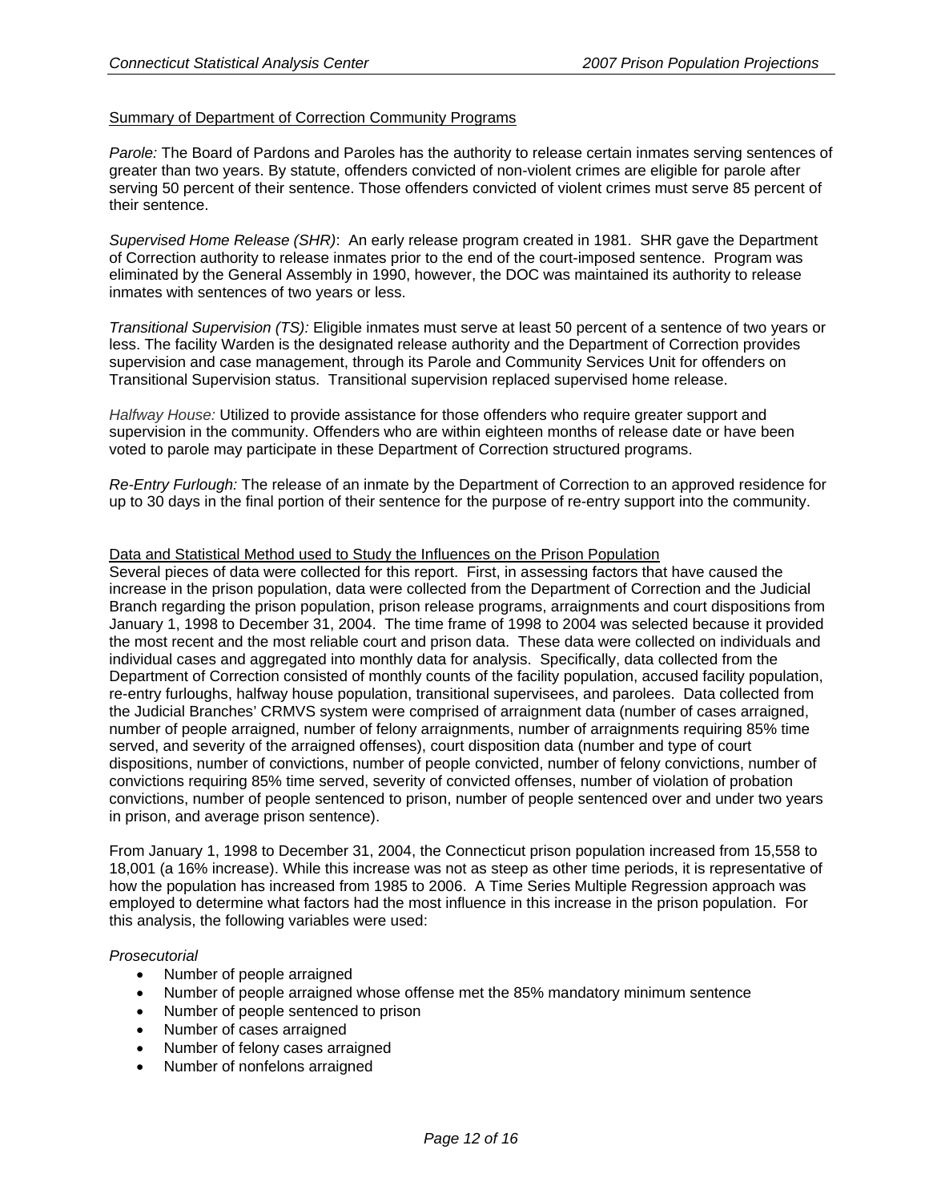Summary of Department of Correction Community Programs

*Parole:* The Board of Pardons and Paroles has the authority to release certain inmates serving sentences of greater than two years. By statute, offenders convicted of non-violent crimes are eligible for parole after serving 50 percent of their sentence. Those offenders convicted of violent crimes must serve 85 percent of their sentence.

*Supervised Home Release (SHR)*: An early release program created in 1981. SHR gave the Department of Correction authority to release inmates prior to the end of the court-imposed sentence. Program was eliminated by the General Assembly in 1990, however, the DOC was maintained its authority to release inmates with sentences of two years or less.

*Transitional Supervision (TS):* Eligible inmates must serve at least 50 percent of a sentence of two years or less. The facility Warden is the designated release authority and the Department of Correction provides supervision and case management, through its Parole and Community Services Unit for offenders on Transitional Supervision status. Transitional supervision replaced supervised home release.

*Halfway House:* Utilized to provide assistance for those offenders who require greater support and supervision in the community. Offenders who are within eighteen months of release date or have been voted to parole may participate in these Department of Correction structured programs.

*Re-Entry Furlough:* The release of an inmate by the Department of Correction to an approved residence for up to 30 days in the final portion of their sentence for the purpose of re-entry support into the community.

Data and Statistical Method used to Study the Influences on the Prison Population

Several pieces of data were collected for this report. First, in assessing factors that have caused the increase in the prison population, data were collected from the Department of Correction and the Judicial Branch regarding the prison population, prison release programs, arraignments and court dispositions from January 1, 1998 to December 31, 2004. The time frame of 1998 to 2004 was selected because it provided the most recent and the most reliable court and prison data. These data were collected on individuals and individual cases and aggregated into monthly data for analysis. Specifically, data collected from the Department of Correction consisted of monthly counts of the facility population, accused facility population, re-entry furloughs, halfway house population, transitional supervisees, and parolees. Data collected from the Judicial Branches' CRMVS system were comprised of arraignment data (number of cases arraigned, number of people arraigned, number of felony arraignments, number of arraignments requiring 85% time served, and severity of the arraigned offenses), court disposition data (number and type of court dispositions, number of convictions, number of people convicted, number of felony convictions, number of convictions requiring 85% time served, severity of convicted offenses, number of violation of probation convictions, number of people sentenced to prison, number of people sentenced over and under two years in prison, and average prison sentence).

From January 1, 1998 to December 31, 2004, the Connecticut prison population increased from 15,558 to 18,001 (a 16% increase). While this increase was not as steep as other time periods, it is representative of how the population has increased from 1985 to 2006. A Time Series Multiple Regression approach was employed to determine what factors had the most influence in this increase in the prison population. For this analysis, the following variables were used:

*Prosecutorial*

- Number of people arraigned
- Number of people arraigned whose offense met the 85% mandatory minimum sentence
- Number of people sentenced to prison
- Number of cases arraigned
- Number of felony cases arraigned
- Number of nonfelons arraigned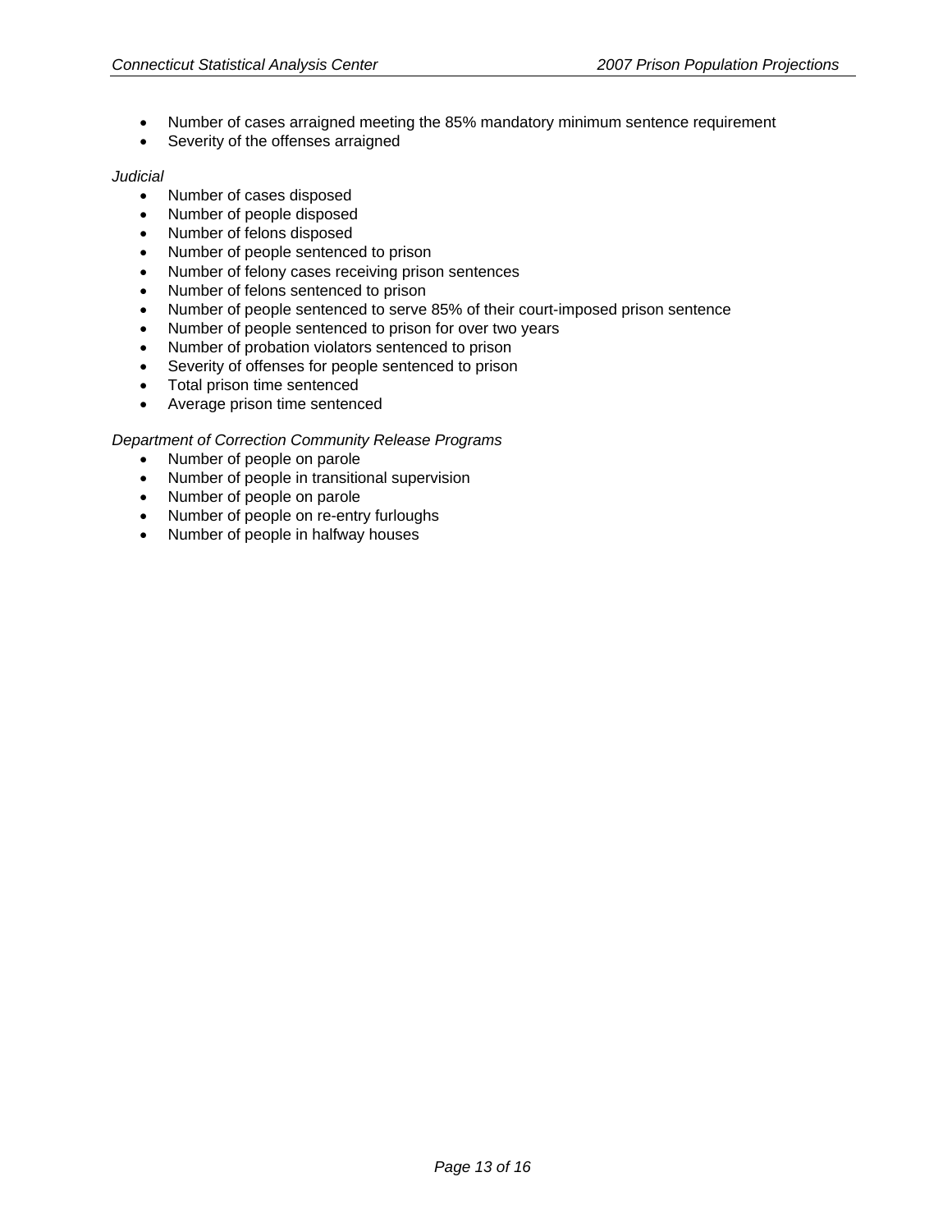- Number of cases arraigned meeting the 85% mandatory minimum sentence requirement
- Severity of the offenses arraigned

*Judicial*

- Number of cases disposed
- Number of people disposed
- Number of felons disposed
- Number of people sentenced to prison
- Number of felony cases receiving prison sentences
- Number of felons sentenced to prison
- Number of people sentenced to serve 85% of their court-imposed prison sentence
- Number of people sentenced to prison for over two years
- Number of probation violators sentenced to prison
- Severity of offenses for people sentenced to prison
- Total prison time sentenced
- Average prison time sentenced

*Department of Correction Community Release Programs*

- Number of people on parole
- Number of people in transitional supervision
- Number of people on parole
- Number of people on re-entry furloughs
- Number of people in halfway houses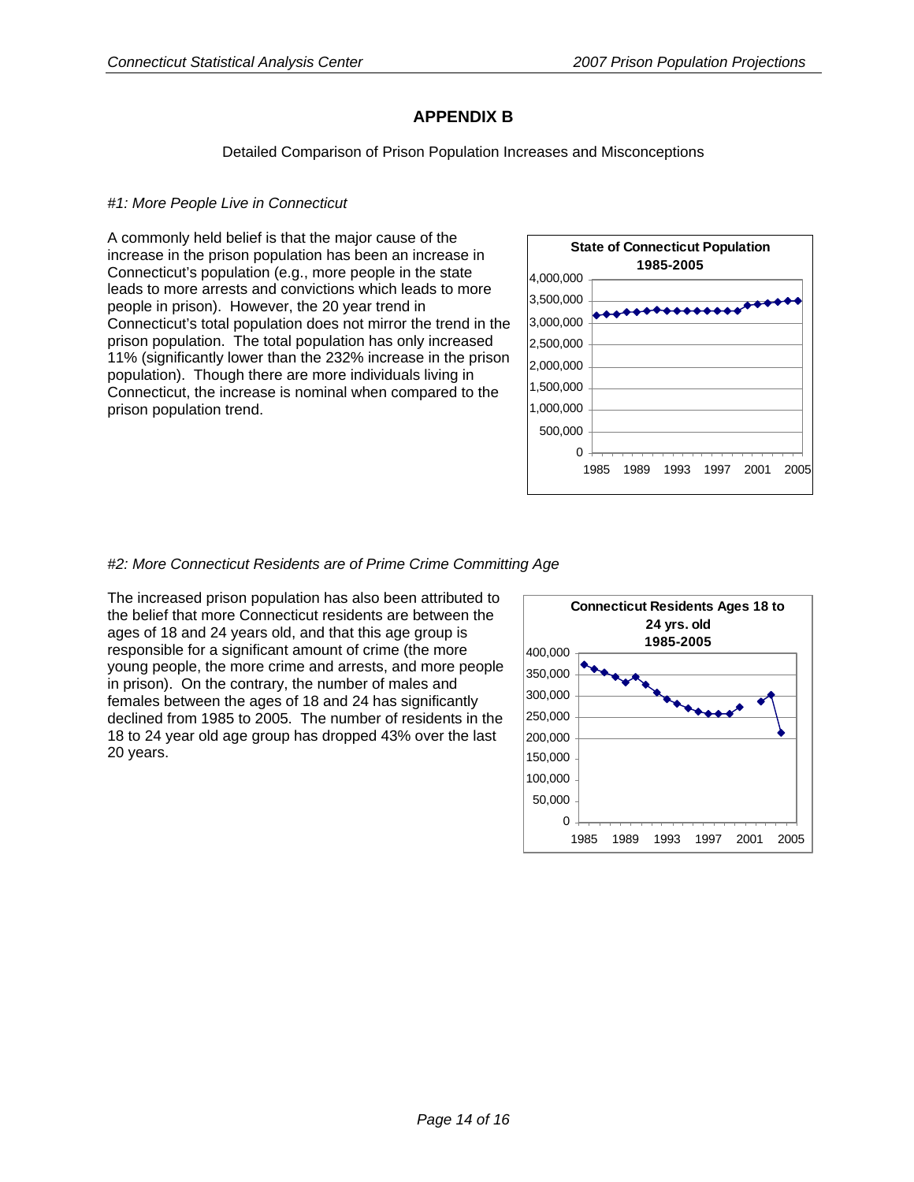# APPENDIX B

Detailed Comparison of Prison Population Increases and Misconceptions

*#1: More People Live in Connecticut*

A commonly held belief is that the major cause of the increase in the prison population has been an increase in Connecticut's population (e.g., more people in the state leads to more arrests and convictions which leads to more people in prison). However, the 20 year trend in Connecticut's total population does not mirror the trend in the prison population. The total population has only increased 11% (significantly lower than the 232% increase in the prison population). Though there are more individuals living in Connecticut, the increase is nominal when compared to the prison population trend.

**State of Connecticut Population 1985-2005**

*#2: More Connecticut Residents are of Prime Crime Committing Age*

The increased prison population has also been attributed to the belief that more Connecticut residents are between the ages of 18 and 24 years old, and that this age group is responsible for a significant amount of crime (the more young people, the more crime and arrests, and more people in prison). On the contrary, the number of males and females between the ages of 18 and 24 has significantly declined from 1985 to 2005. The number of residents in the 18 to 24 year old age group has dropped 43% over the last 20 years.

**Connecticut Residents Ages 18 to 24 yrs. old 1985-2005**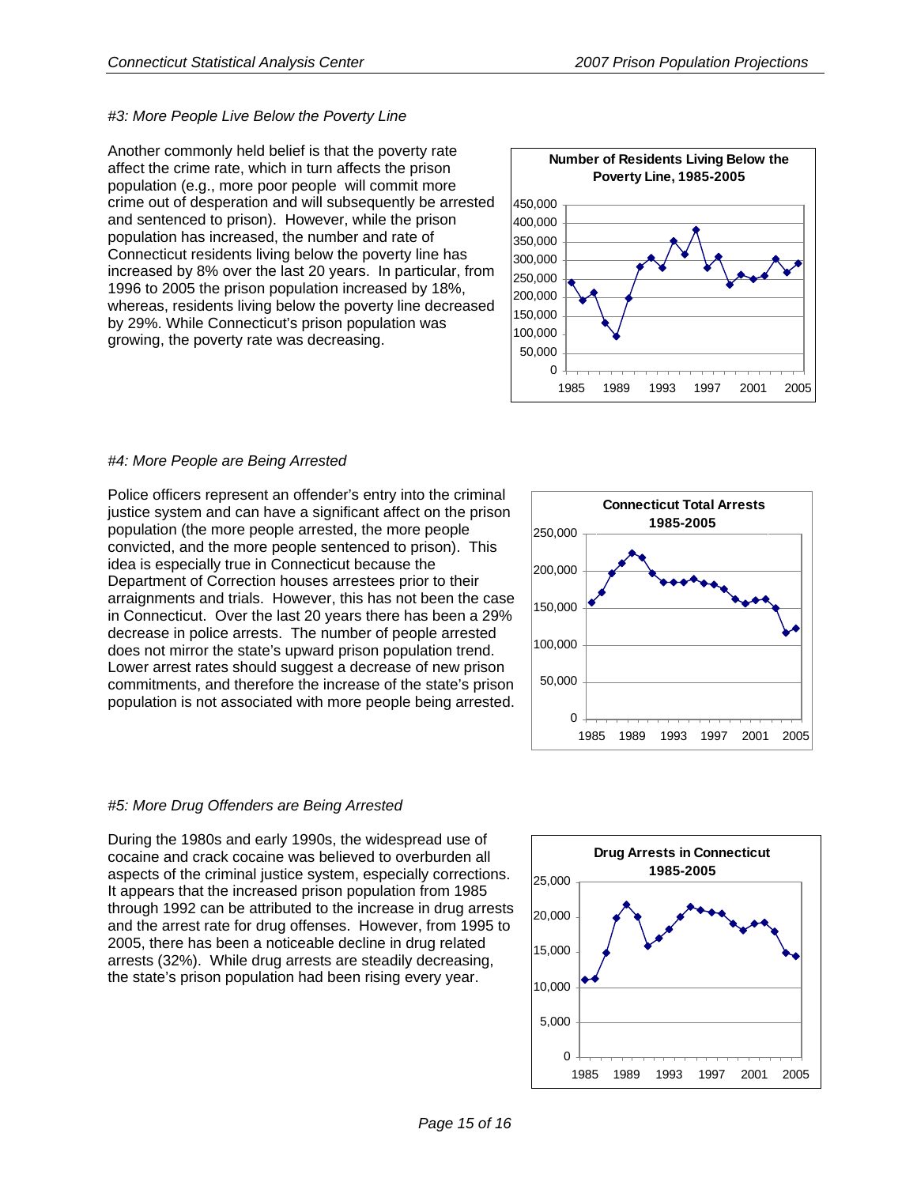*#3: More People Live Below the Poverty Line*

Another commonly held belief is that the poverty rate affect the crime rate, which in turn affects the prison population (e.g., more poor people will commit more crime out of desperation and will subsequently be arrested and sentenced to prison). However, while the prison population has increased, the number and rate of Connecticut residents living below the poverty line has increased by 8% over the last 20 years. In particular, from 1996 to 2005 the prison population increased by 18%, whereas, residents living below the poverty line decreased by 29%. While Connecticut's prison population was growing, the poverty rate was decreasing.

**Number of Residents Living Below the Poverty Line, 1985-2005**

*#4: More People are Being Arrested*

Police officers represent an offender's entry into the criminal justice system and can have a significant affect on the prison population (the more people arrested, the more people convicted, and the more people sentenced to prison). This idea is especially true in Connecticut because the Department of Correction houses arrestees prior to their arraignments and trials. However, this has not been the case in Connecticut. Over the last 20 years there has been a 29% decrease in police arrests. The number of people arrested does not mirror the state's upward prison population trend. Lower arrest rates should suggest a decrease of new prison commitments, and therefore the increase of the state's prison population is not associated with more people being arrested.

**Connecticut Total Arrests 1985-2005**

*#5: More Drug Offenders are Being Arrested*

During the 1980s and early 1990s, the widespread use of cocaine and crack cocaine was believed to overburden all aspects of the criminal justice system, especially corrections. It appears that the increased prison population from 1985 through 1992 can be attributed to the increase in drug arrests and the arrest rate for drug offenses. However, from 1995 to 2005, there has been a noticeable decline in drug related arrests (32%). While drug arrests are steadily decreasing, the state's prison population had been rising every year.

**Drug Arrests in Connecticut 1985-2005**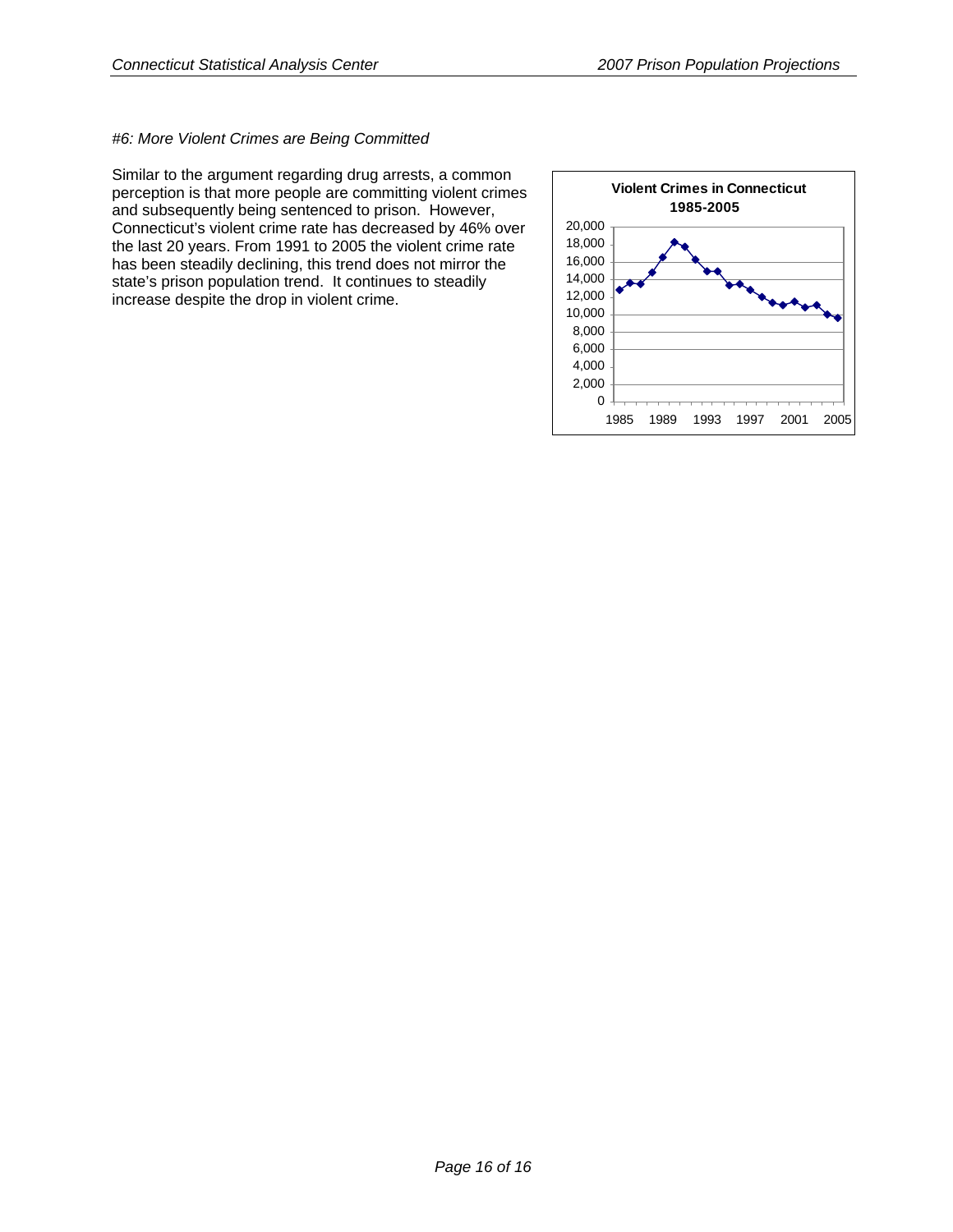*#6: More Violent Crimes are Being Committed*

Similar to the argument regarding drug arrests, a common perception is that more people are committing violent crimes and subsequently being sentenced to prison. However, Connecticut's violent crime rate has decreased by 46% over the last 20 years. From 1991 to 2005 the violent crime rate has been steadily declining, this trend does not mirror the state's prison population trend. It continues to steadily increase despite the drop in violent crime.

**Violent Crimes in Connecticut 1985-2005**

20,000
18,000
16,000
14,000
12,000
10,000
8,000
6,000
4,000
2,000
0

1985 1989 1993 1997 2001 2005